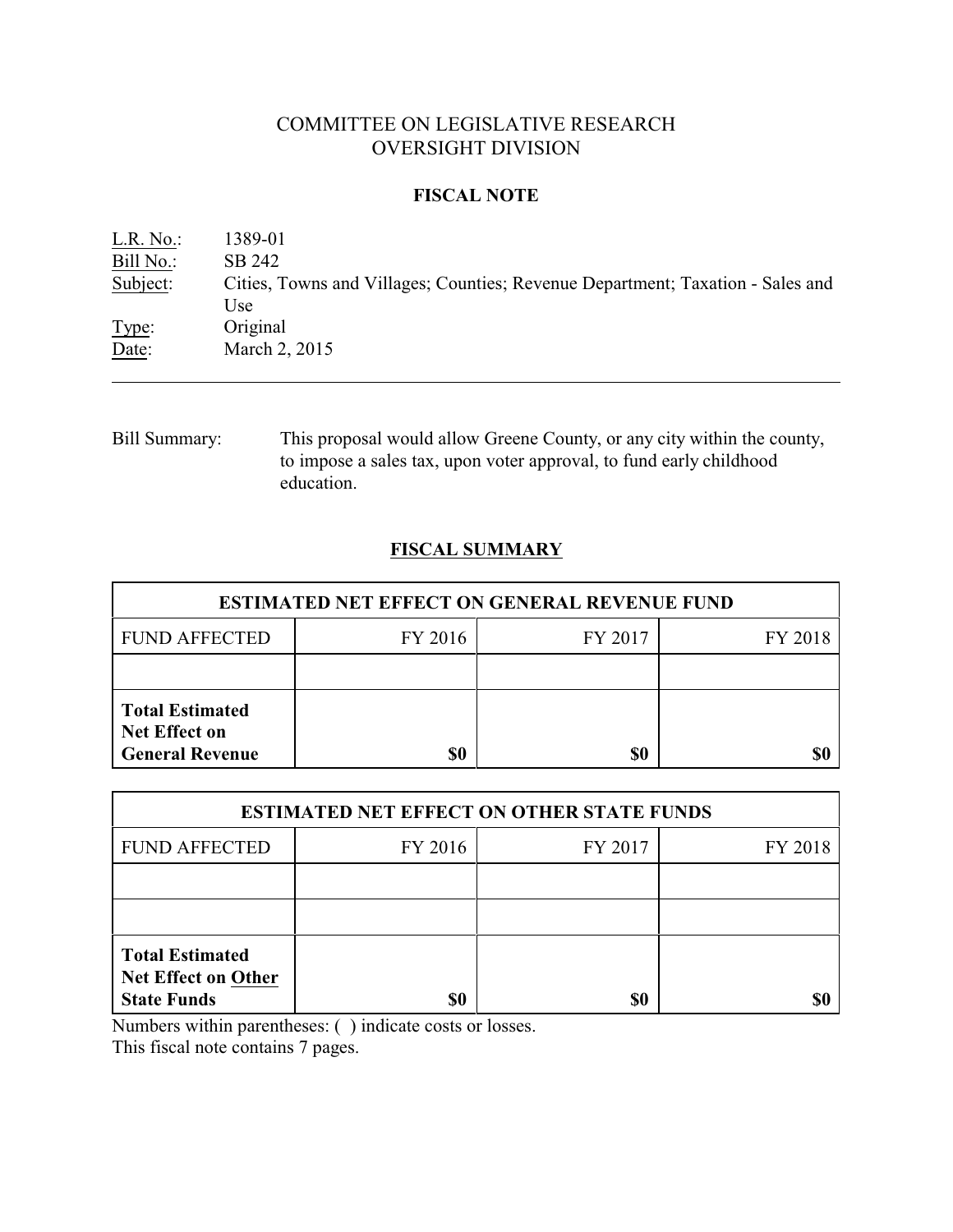# COMMITTEE ON LEGISLATIVE RESEARCH
# OVERSIGHT DIVISION

## FISCAL NOTE

L.R. No.: 1389-01
Bill No.: SB 242
Subject: Cities, Towns and Villages; Counties; Revenue Department; Taxation - Sales and Use
Type: Original
Date: March 2, 2015

---

Bill Summary: This proposal would allow Greene County, or any city within the county, to impose a sales tax, upon voter approval, to fund early childhood education.

## FISCAL SUMMARY

| ESTIMATED NET EFFECT ON GENERAL REVENUE FUND | | | |
|---|---|---|---|
| FUND AFFECTED | FY 2016 | FY 2017 | FY 2018 |
| | | | |
| **Total Estimated Net Effect on General Revenue** | **$0** | **$0** | **$0** |

| ESTIMATED NET EFFECT ON OTHER STATE FUNDS | | | |
|---|---|---|---|
| FUND AFFECTED | FY 2016 | FY 2017 | FY 2018 |
| | | | |
| | | | |
| **Total Estimated Net Effect on Other State Funds** | **$0** | **$0** | **$0** |

Numbers within parentheses: ( ) indicate costs or losses.
This fiscal note contains 7 pages.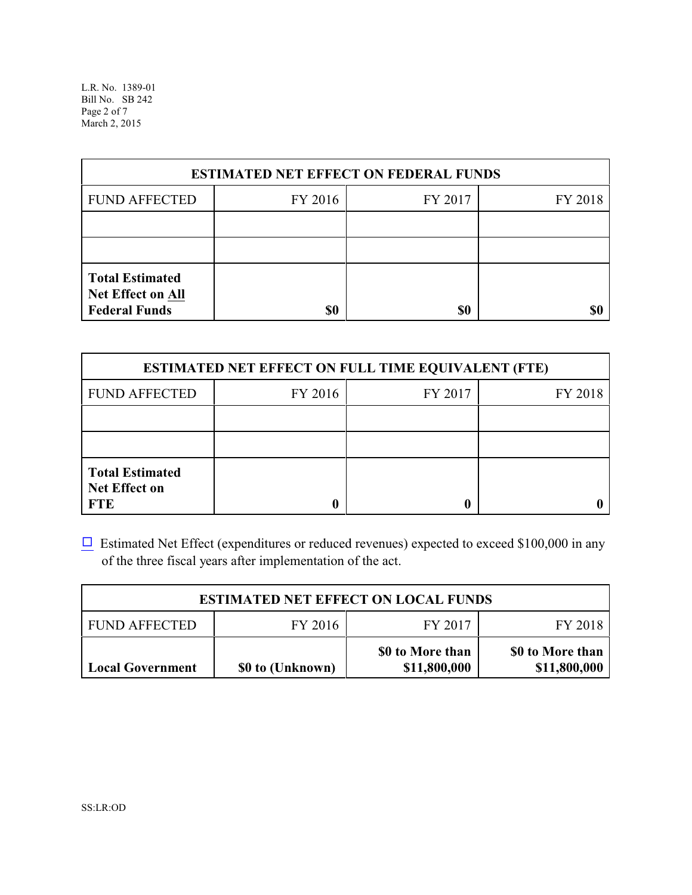| ESTIMATED NET EFFECT ON FEDERAL FUNDS | | | |
|---|---|---|---|
| FUND AFFECTED | FY 2016 | FY 2017 | FY 2018 |
| | | | |
| | | | |
| **Total Estimated Net Effect on All Federal Funds** | **$0** | **$0** | **$0** |

| ESTIMATED NET EFFECT ON FULL TIME EQUIVALENT (FTE) | | | |
|---|---|---|---|
| FUND AFFECTED | FY 2016 | FY 2017 | FY 2018 |
| | | | |
| | | | |
| **Total Estimated Net Effect on FTE** | **0** | **0** | **0** |

☐ Estimated Net Effect (expenditures or reduced revenues) expected to exceed $100,000 in any of the three fiscal years after implementation of the act.

| ESTIMATED NET EFFECT ON LOCAL FUNDS | | | |
|---|---|---|---|
| FUND AFFECTED | FY 2016 | FY 2017 | FY 2018 |
| **Local Government** | **$0 to (Unknown)** | **$0 to More than $11,800,000** | **$0 to More than $11,800,000** |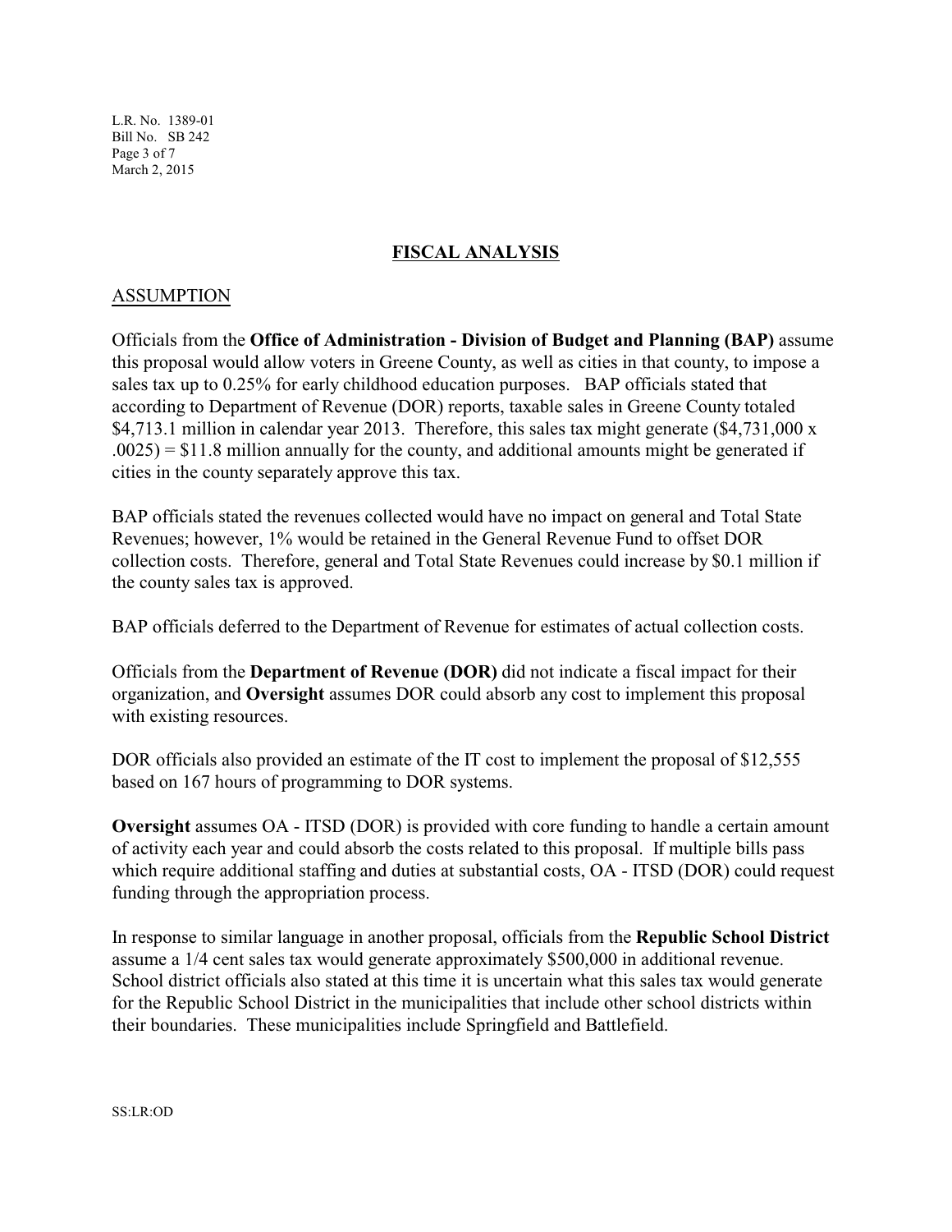## FISCAL ANALYSIS

### ASSUMPTION

Officials from the **Office of Administration - Division of Budget and Planning (BAP)** assume this proposal would allow voters in Greene County, as well as cities in that county, to impose a sales tax up to 0.25% for early childhood education purposes. BAP officials stated that according to Department of Revenue (DOR) reports, taxable sales in Greene County totaled \$4,713.1 million in calendar year 2013. Therefore, this sales tax might generate (\$4,731,000 x .0025) = \$11.8 million annually for the county, and additional amounts might be generated if cities in the county separately approve this tax.

BAP officials stated the revenues collected would have no impact on general and Total State Revenues; however, 1% would be retained in the General Revenue Fund to offset DOR collection costs. Therefore, general and Total State Revenues could increase by \$0.1 million if the county sales tax is approved.

BAP officials deferred to the Department of Revenue for estimates of actual collection costs.

Officials from the **Department of Revenue (DOR)** did not indicate a fiscal impact for their organization, and **Oversight** assumes DOR could absorb any cost to implement this proposal with existing resources.

DOR officials also provided an estimate of the IT cost to implement the proposal of \$12,555 based on 167 hours of programming to DOR systems.

**Oversight** assumes OA - ITSD (DOR) is provided with core funding to handle a certain amount of activity each year and could absorb the costs related to this proposal. If multiple bills pass which require additional staffing and duties at substantial costs, OA - ITSD (DOR) could request funding through the appropriation process.

In response to similar language in another proposal, officials from the **Republic School District** assume a 1/4 cent sales tax would generate approximately \$500,000 in additional revenue. School district officials also stated at this time it is uncertain what this sales tax would generate for the Republic School District in the municipalities that include other school districts within their boundaries. These municipalities include Springfield and Battlefield.

SS:LR:OD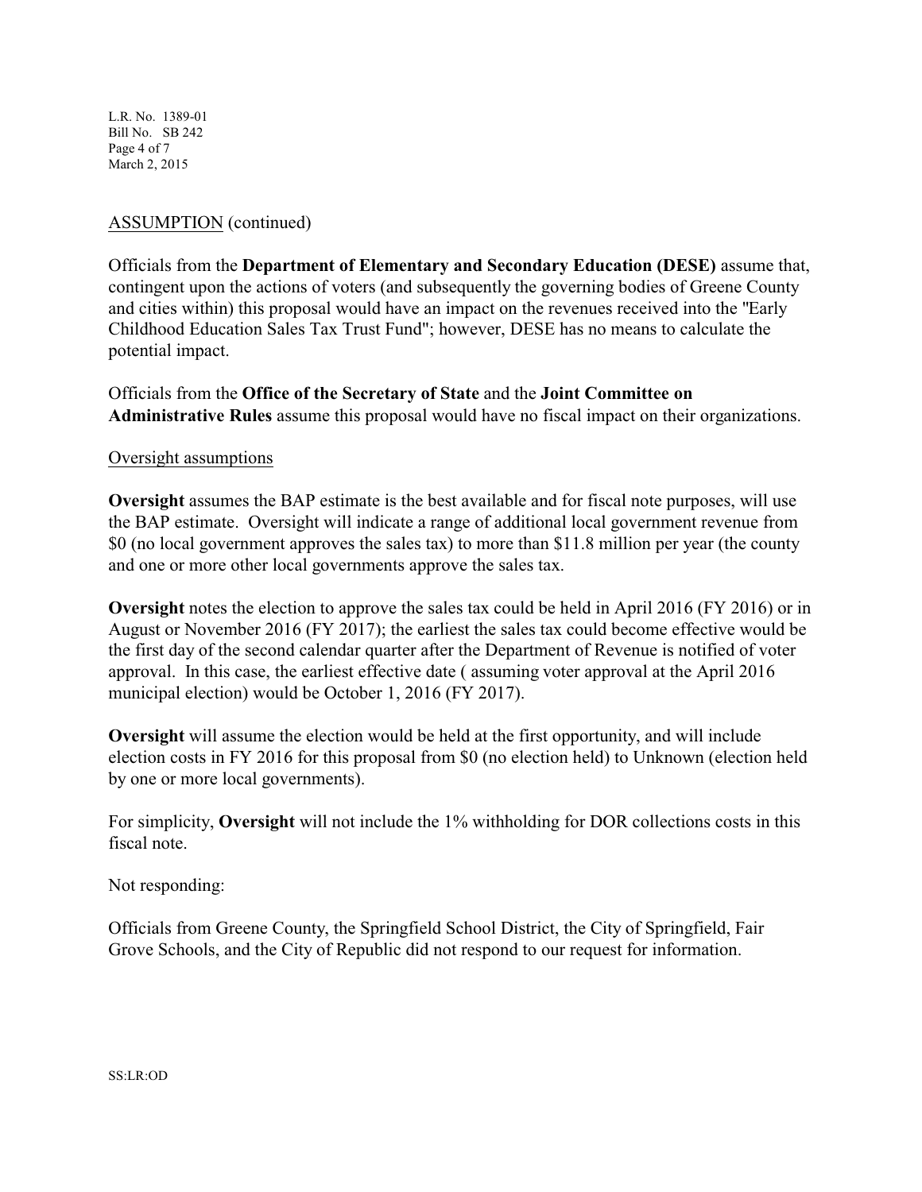ASSUMPTION (continued)

Officials from the **Department of Elementary and Secondary Education (DESE)** assume that, contingent upon the actions of voters (and subsequently the governing bodies of Greene County and cities within) this proposal would have an impact on the revenues received into the "Early Childhood Education Sales Tax Trust Fund"; however, DESE has no means to calculate the potential impact.

Officials from the **Office of the Secretary of State** and the **Joint Committee on Administrative Rules** assume this proposal would have no fiscal impact on their organizations.

Oversight assumptions

**Oversight** assumes the BAP estimate is the best available and for fiscal note purposes, will use the BAP estimate. Oversight will indicate a range of additional local government revenue from $0 (no local government approves the sales tax) to more than $11.8 million per year (the county and one or more other local governments approve the sales tax.

**Oversight** notes the election to approve the sales tax could be held in April 2016 (FY 2016) or in August or November 2016 (FY 2017); the earliest the sales tax could become effective would be the first day of the second calendar quarter after the Department of Revenue is notified of voter approval. In this case, the earliest effective date ( assuming voter approval at the April 2016 municipal election) would be October 1, 2016 (FY 2017).

**Oversight** will assume the election would be held at the first opportunity, and will include election costs in FY 2016 for this proposal from $0 (no election held) to Unknown (election held by one or more local governments).

For simplicity, **Oversight** will not include the 1% withholding for DOR collections costs in this fiscal note.

Not responding:

Officials from Greene County, the Springfield School District, the City of Springfield, Fair Grove Schools, and the City of Republic did not respond to our request for information.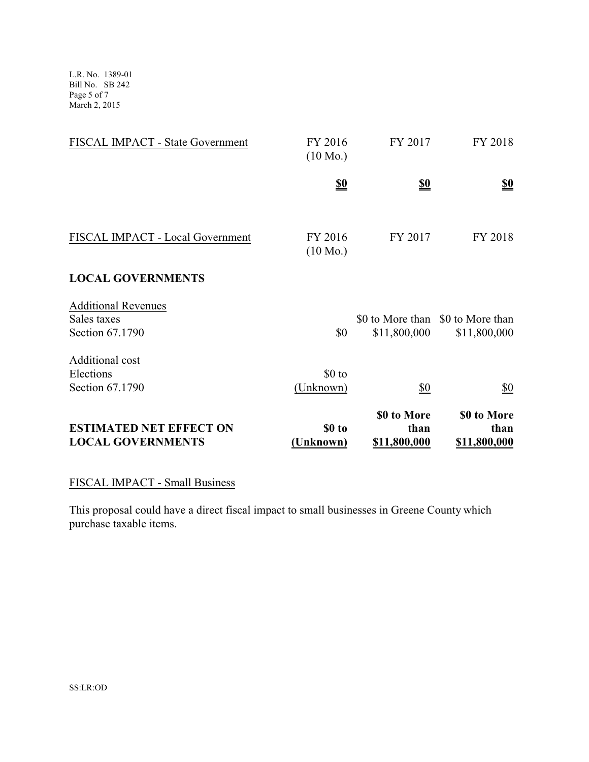| FISCAL IMPACT - State Government | FY 2016 (10 Mo.) | FY 2017 | FY 2018 |
|---|---|---|---|
| | **$0** | **$0** | **$0** |

| FISCAL IMPACT - Local Government | FY 2016 (10 Mo.) | FY 2017 | FY 2018 |
|---|---|---|---|
| **LOCAL GOVERNMENTS** | | | |
| Additional Revenues | | | |
| Sales taxes Section 67.1790 | $0 | $0 to More than $11,800,000 | $0 to More than $11,800,000 |
| Additional cost | | | |
| Elections Section 67.1790 | $0 to (Unknown) | $0 | $0 |
| **ESTIMATED NET EFFECT ON LOCAL GOVERNMENTS** | **$0 to (Unknown)** | **$0 to More than $11,800,000** | **$0 to More than $11,800,000** |

FISCAL IMPACT - Small Business

This proposal could have a direct fiscal impact to small businesses in Greene County which purchase taxable items.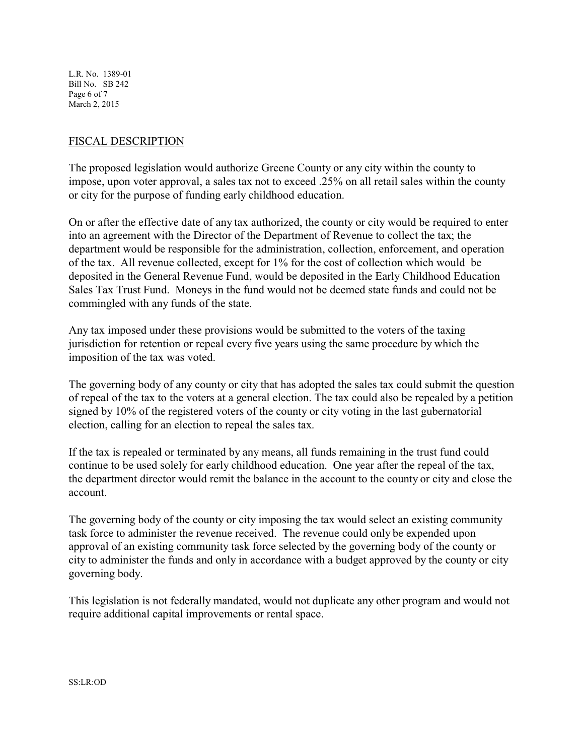## FISCAL DESCRIPTION

The proposed legislation would authorize Greene County or any city within the county to impose, upon voter approval, a sales tax not to exceed .25% on all retail sales within the county or city for the purpose of funding early childhood education.

On or after the effective date of any tax authorized, the county or city would be required to enter into an agreement with the Director of the Department of Revenue to collect the tax; the department would be responsible for the administration, collection, enforcement, and operation of the tax. All revenue collected, except for 1% for the cost of collection which would be deposited in the General Revenue Fund, would be deposited in the Early Childhood Education Sales Tax Trust Fund. Moneys in the fund would not be deemed state funds and could not be commingled with any funds of the state.

Any tax imposed under these provisions would be submitted to the voters of the taxing jurisdiction for retention or repeal every five years using the same procedure by which the imposition of the tax was voted.

The governing body of any county or city that has adopted the sales tax could submit the question of repeal of the tax to the voters at a general election. The tax could also be repealed by a petition signed by 10% of the registered voters of the county or city voting in the last gubernatorial election, calling for an election to repeal the sales tax.

If the tax is repealed or terminated by any means, all funds remaining in the trust fund could continue to be used solely for early childhood education. One year after the repeal of the tax, the department director would remit the balance in the account to the county or city and close the account.

The governing body of the county or city imposing the tax would select an existing community task force to administer the revenue received. The revenue could only be expended upon approval of an existing community task force selected by the governing body of the county or city to administer the funds and only in accordance with a budget approved by the county or city governing body.

This legislation is not federally mandated, would not duplicate any other program and would not require additional capital improvements or rental space.

SS:LR:OD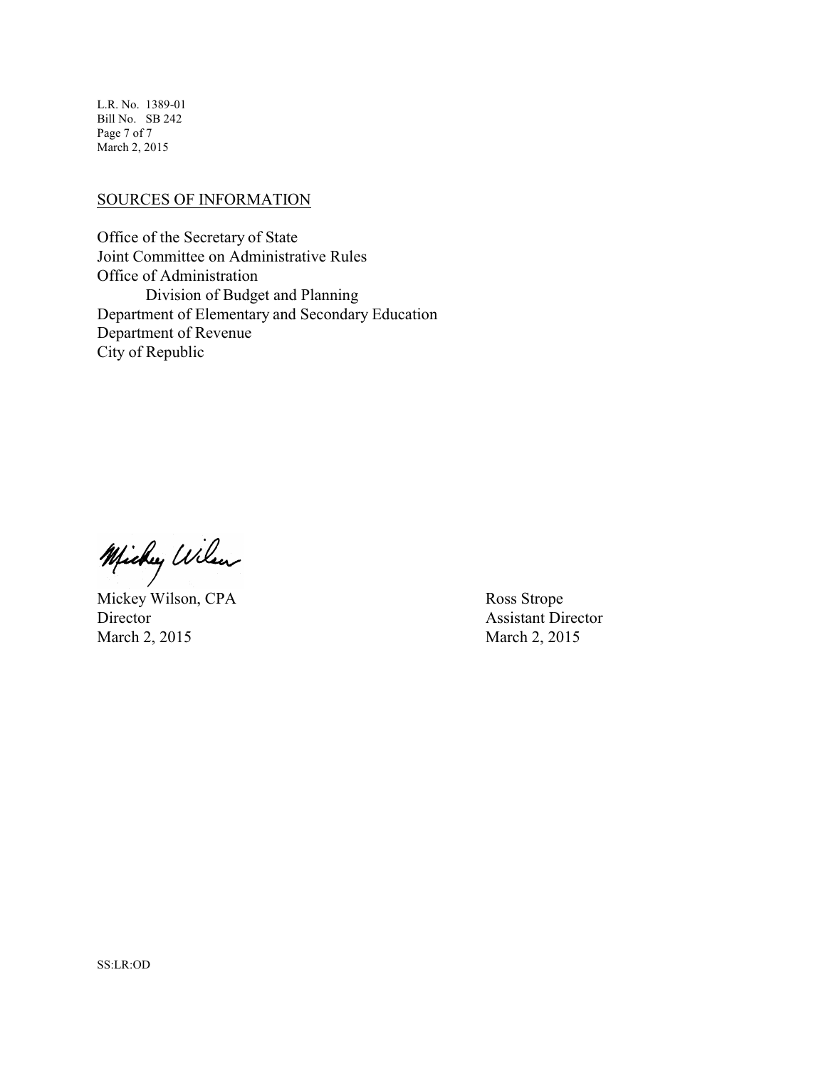## SOURCES OF INFORMATION

Office of the Secretary of State
Joint Committee on Administrative Rules
Office of Administration
  Division of Budget and Planning
Department of Elementary and Secondary Education
Department of Revenue
City of Republic

Mickey Wilson, CA
Director
March 2, 2015

Ross Strope
Assistant Director
March 2, 2015

SS:LR:OD